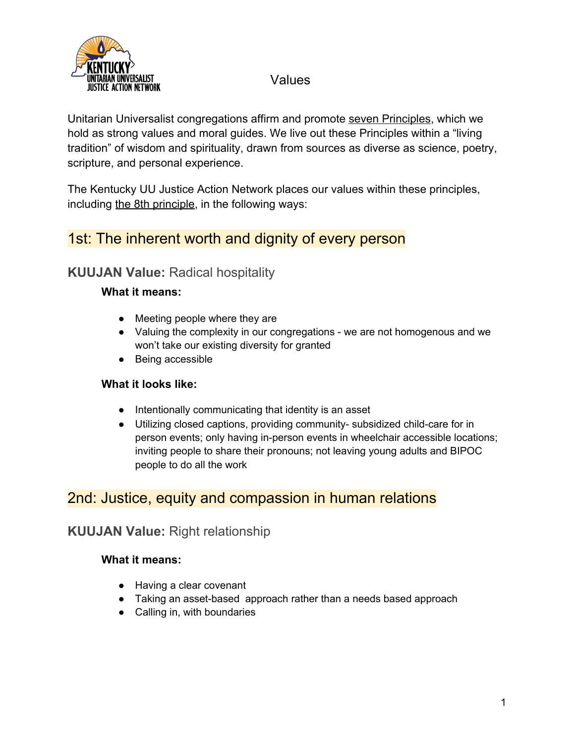# Values

Unitarian Universalist congregations affirm and promote seven Principles, which we hold as strong values and moral guides. We live out these Principles within a "living tradition" of wisdom and spirituality, drawn from sources as diverse as science, poetry, scripture, and personal experience.

The Kentucky UU Justice Action Network places our values within these principles, including the 8th principle, in the following ways:

## 1st: The inherent worth and dignity of every person

### **KUUJAN Value:** Radical hospitality

**What it means:**

- Meeting people where they are
- Valuing the complexity in our congregations - we are not homogenous and we won't take our existing diversity for granted
- Being accessible

**What it looks like:**

- Intentionally communicating that identity is an asset
- Utilizing closed captions, providing community- subsidized child-care for in person events; only having in-person events in wheelchair accessible locations; inviting people to share their pronouns; not leaving young adults and BIPOC people to do all the work

## 2nd: Justice, equity and compassion in human relations

### **KUUJAN Value:** Right relationship

**What it means:**

- Having a clear covenant
- Taking an asset-based approach rather than a needs based approach
- Calling in, with boundaries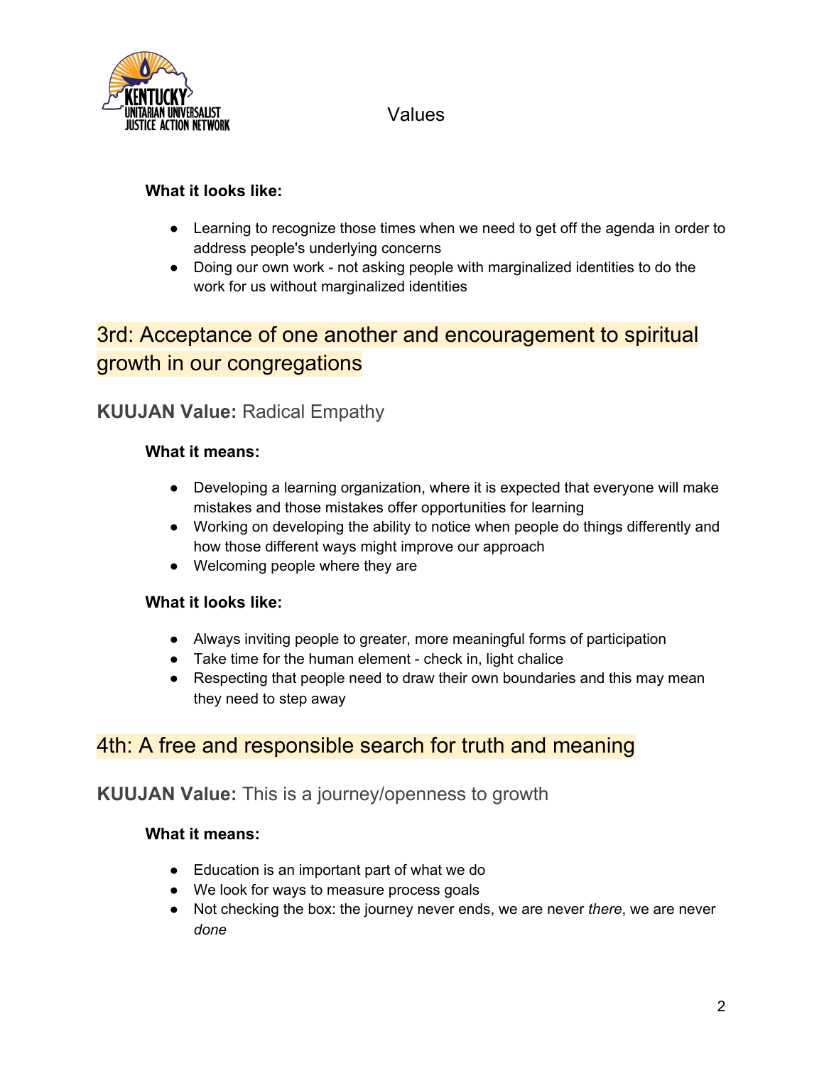**What it looks like:**

- Learning to recognize those times when we need to get off the agenda in order to address people's underlying concerns
- Doing our own work - not asking people with marginalized identities to do the work for us without marginalized identities

## 3rd: Acceptance of one another and encouragement to spiritual growth in our congregations

### **KUUJAN Value:** Radical Empathy

**What it means:**

- Developing a learning organization, where it is expected that everyone will make mistakes and those mistakes offer opportunities for learning
- Working on developing the ability to notice when people do things differently and how those different ways might improve our approach
- Welcoming people where they are

**What it looks like:**

- Always inviting people to greater, more meaningful forms of participation
- Take time for the human element - check in, light chalice
- Respecting that people need to draw their own boundaries and this may mean they need to step away

## 4th: A free and responsible search for truth and meaning

### **KUUJAN Value:** This is a journey/openness to growth

**What it means:**

- Education is an important part of what we do
- We look for ways to measure process goals
- Not checking the box: the journey never ends, we are never *there*, we are never *done*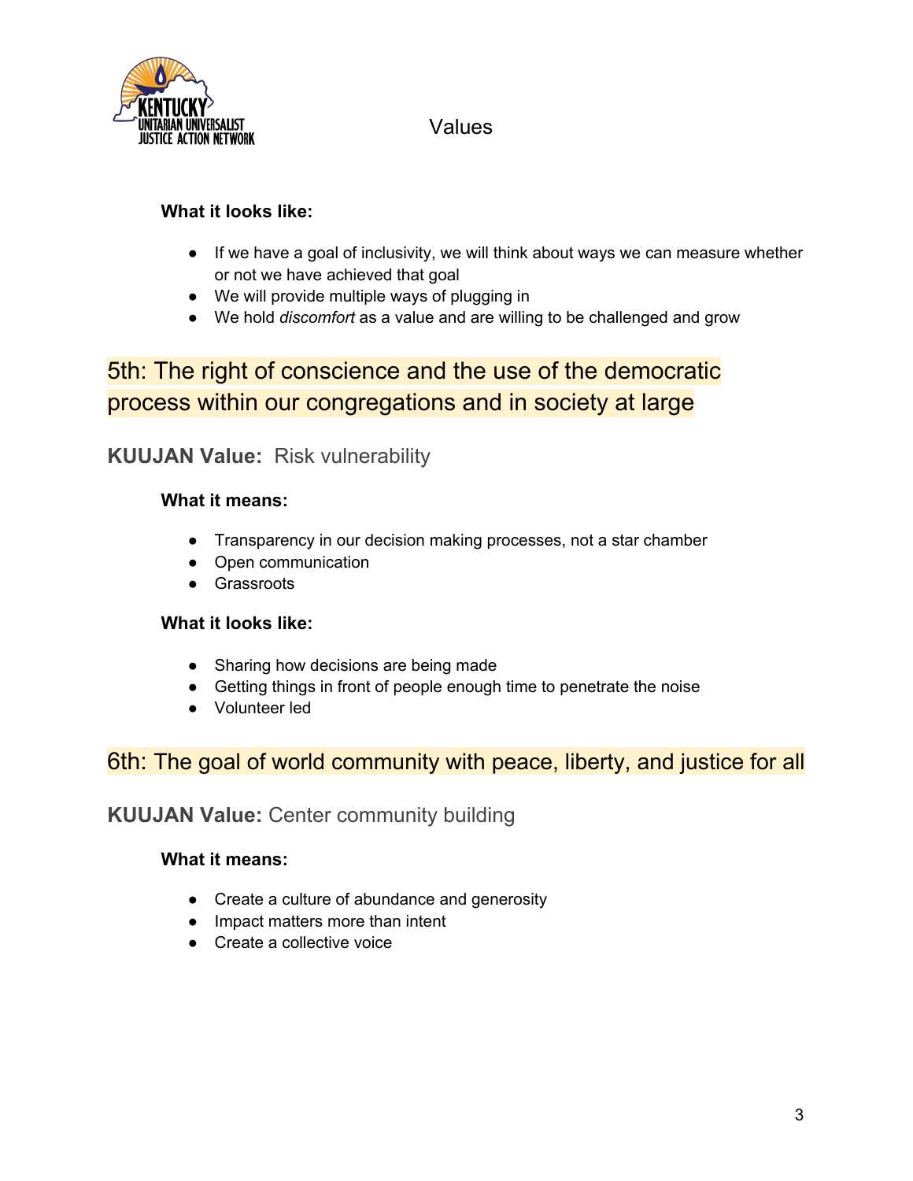**What it looks like:**

- If we have a goal of inclusivity, we will think about ways we can measure whether or not we have achieved that goal
- We will provide multiple ways of plugging in
- We hold *discomfort* as a value and are willing to be challenged and grow

## 5th: The right of conscience and the use of the democratic process within our congregations and in society at large

### **KUUJAN Value:** Risk vulnerability

**What it means:**

- Transparency in our decision making processes, not a star chamber
- Open communication
- Grassroots

**What it looks like:**

- Sharing how decisions are being made
- Getting things in front of people enough time to penetrate the noise
- Volunteer led

## 6th: The goal of world community with peace, liberty, and justice for all

### **KUUJAN Value:** Center community building

**What it means:**

- Create a culture of abundance and generosity
- Impact matters more than intent
- Create a collective voice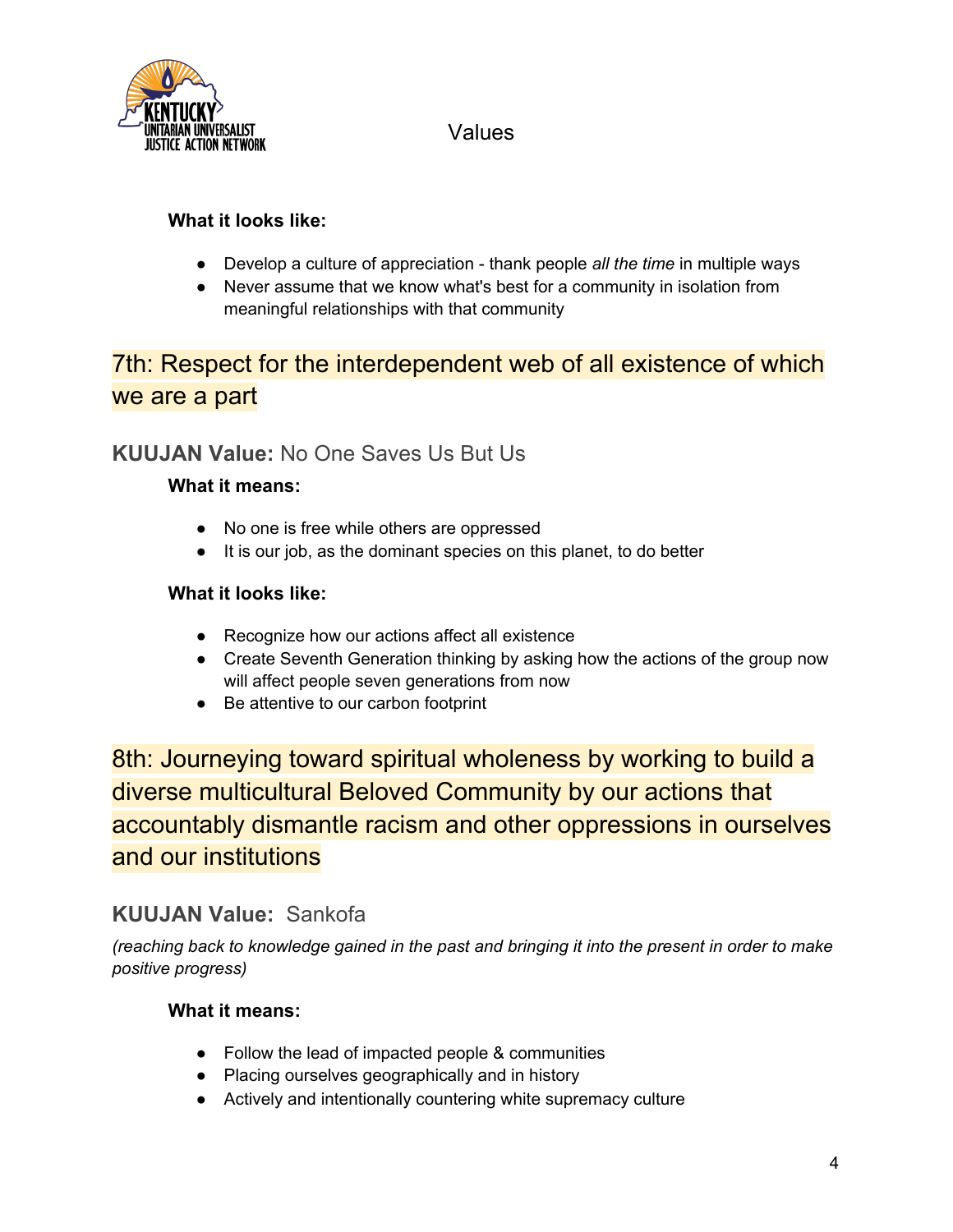**What it looks like:**

- Develop a culture of appreciation - thank people *all the time* in multiple ways
- Never assume that we know what's best for a community in isolation from meaningful relationships with that community

## 7th: Respect for the interdependent web of all existence of which we are a part

### **KUUJAN Value:** No One Saves Us But Us

**What it means:**

- No one is free while others are oppressed
- It is our job, as the dominant species on this planet, to do better

**What it looks like:**

- Recognize how our actions affect all existence
- Create Seventh Generation thinking by asking how the actions of the group now will affect people seven generations from now
- Be attentive to our carbon footprint

## 8th: Journeying toward spiritual wholeness by working to build a diverse multicultural Beloved Community by our actions that accountably dismantle racism and other oppressions in ourselves and our institutions

### **KUUJAN Value:** Sankofa

*(reaching back to knowledge gained in the past and bringing it into the present in order to make positive progress)*

**What it means:**

- Follow the lead of impacted people & communities
- Placing ourselves geographically and in history
- Actively and intentionally countering white supremacy culture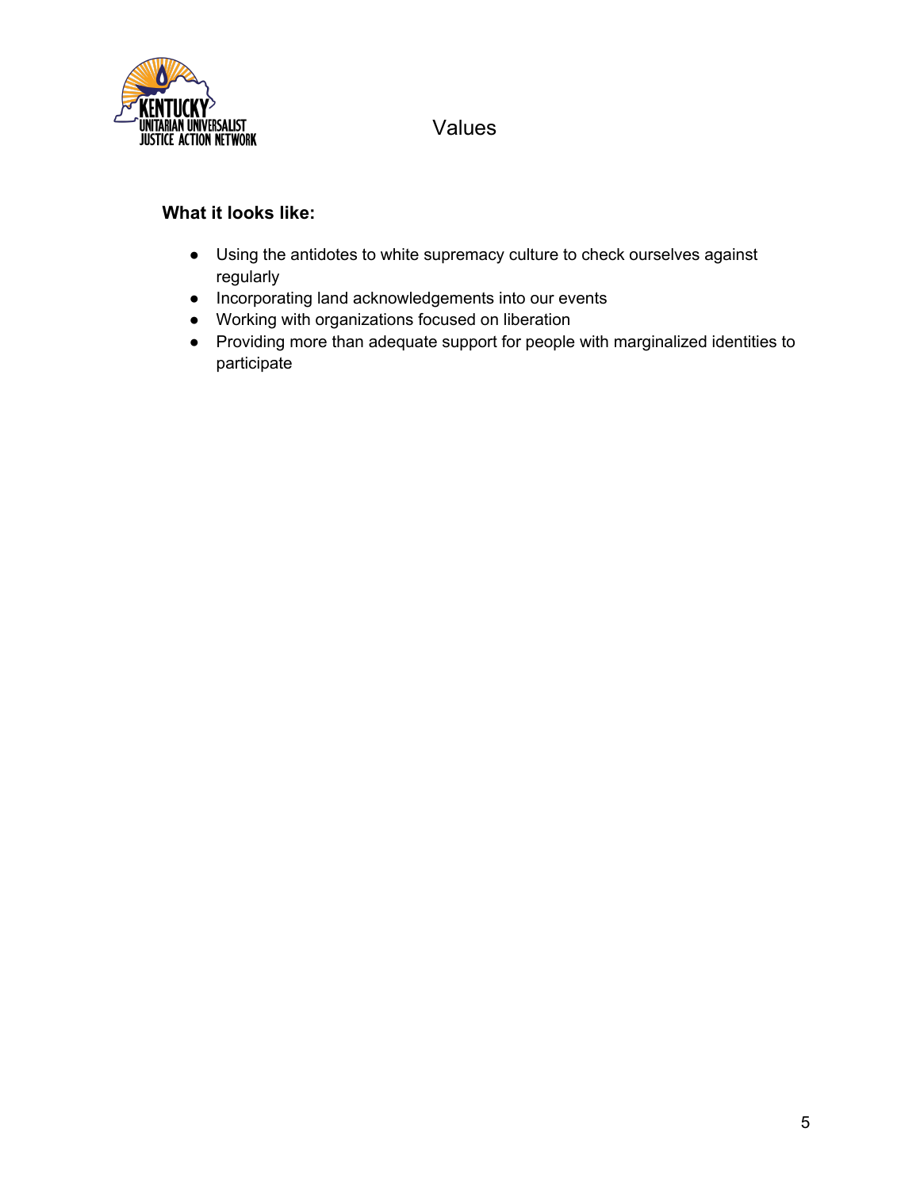Values

**What it looks like:**

- Using the antidotes to white supremacy culture to check ourselves against regularly
- Incorporating land acknowledgements into our events
- Working with organizations focused on liberation
- Providing more than adequate support for people with marginalized identities to participate